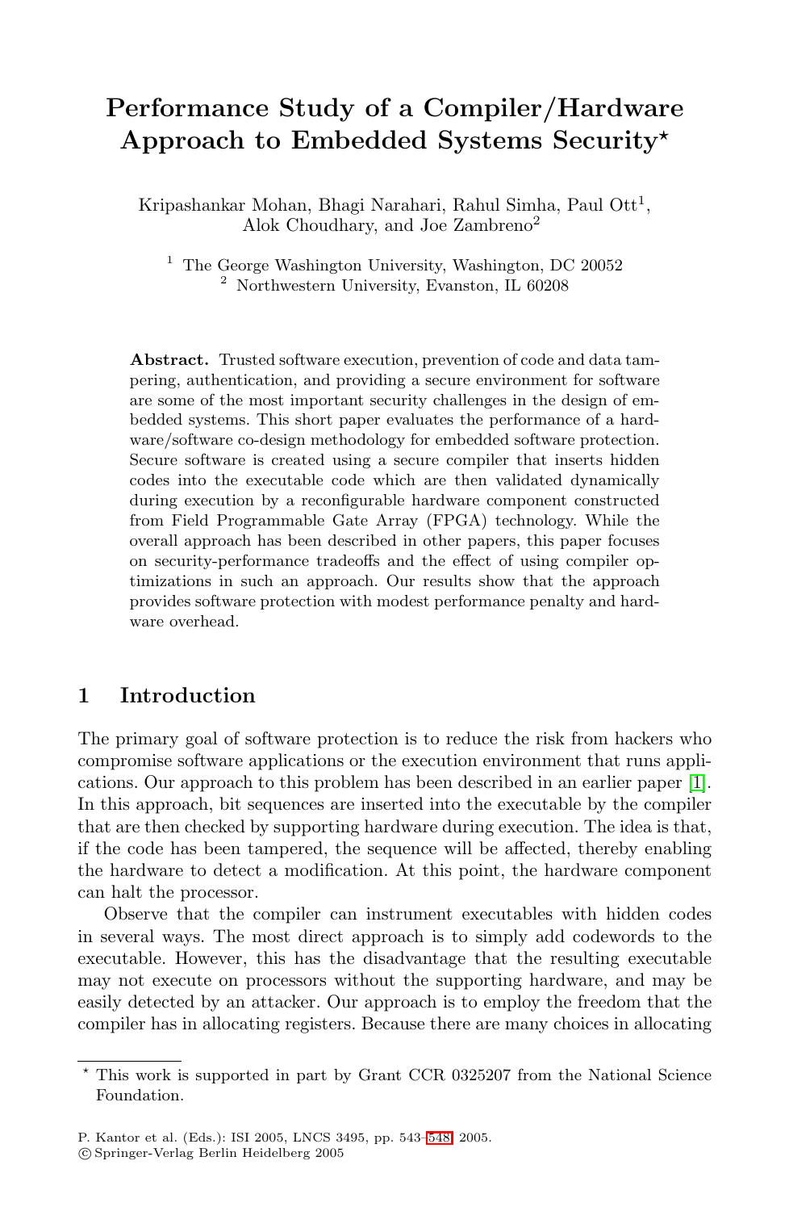# Performance Study of a Compiler/Hardware Approach to Embedded Systems Security*

Kripashankar Mohan, Bhagi Narahari, Rahul Simha, Paul Ott[1], Alok Choudhary, and Joe Zambreno[2]

[1] The George Washington University, Washington, DC 20052
[2] Northwestern University, Evanston, IL 60208

**Abstract.** Trusted software execution, prevention of code and data tampering, authentication, and providing a secure environment for software are some of the most important security challenges in the design of embedded systems. This short paper evaluates the performance of a hardware/software co-design methodology for embedded software protection. Secure software is created using a secure compiler that inserts hidden codes into the executable code which are then validated dynamically during execution by a reconfigurable hardware component constructed from Field Programmable Gate Array (FPGA) technology. While the overall approach has been described in other papers, this paper focuses on security-performance tradeoffs and the effect of using compiler optimizations in such an approach. Our results show that the approach provides software protection with modest performance penalty and hardware overhead.

## 1 Introduction

The primary goal of software protection is to reduce the risk from hackers who compromise software applications or the execution environment that runs applications. Our approach to this problem has been described in an earlier paper [1]. In this approach, bit sequences are inserted into the executable by the compiler that are then checked by supporting hardware during execution. The idea is that, if the code has been tampered, the sequence will be affected, thereby enabling the hardware to detect a modification. At this point, the hardware component can halt the processor.

Observe that the compiler can instrument executables with hidden codes in several ways. The most direct approach is to simply add codewords to the executable. However, this has the disadvantage that the resulting executable may not execute on processors without the supporting hardware, and may be easily detected by an attacker. Our approach is to employ the freedom that the compiler has in allocating registers. Because there are many choices in allocating

* This work is supported in part by Grant CCR 0325207 from the National Science Foundation.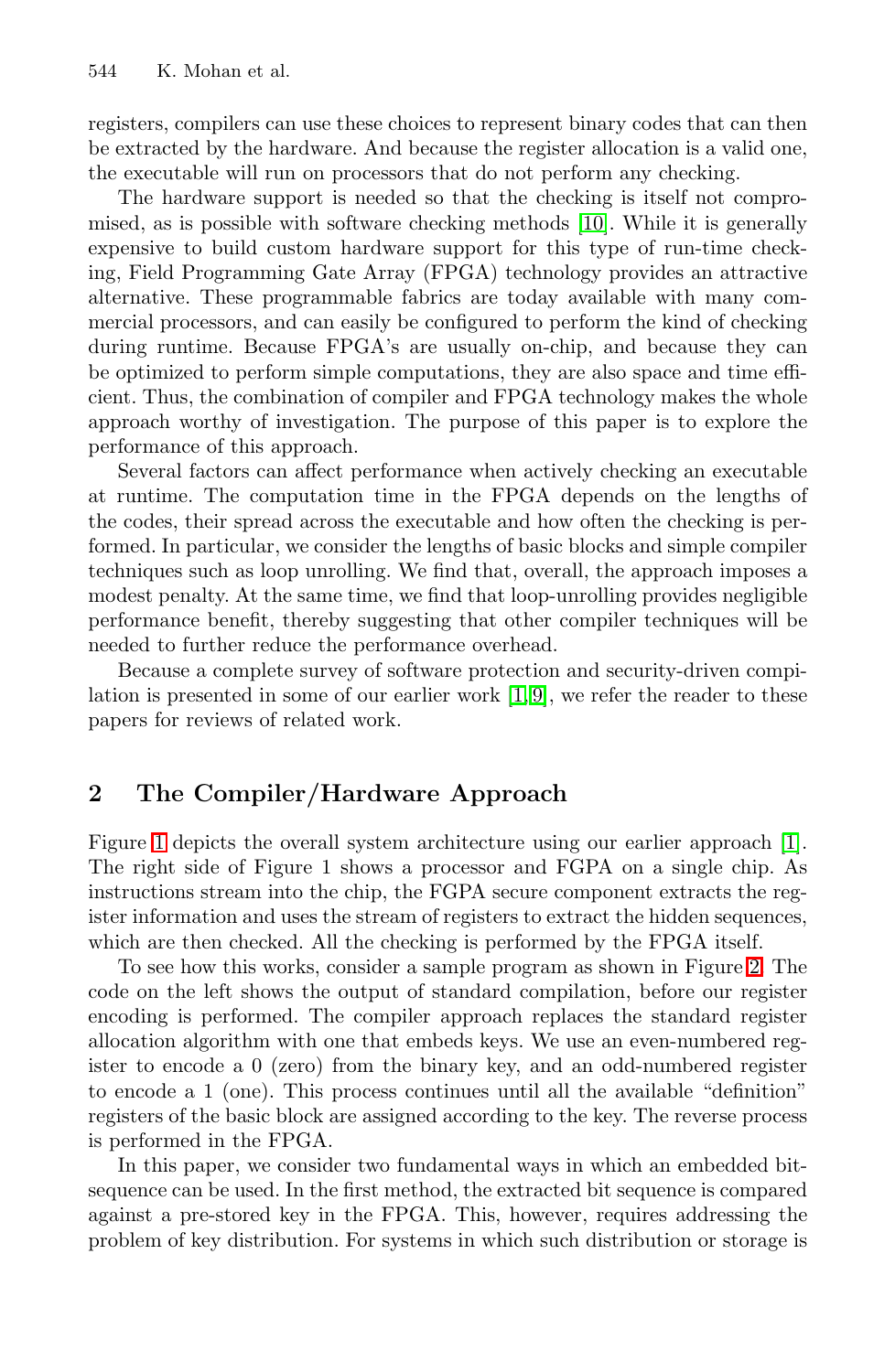registers, compilers can use these choices to represent binary codes that can then be extracted by the hardware. And because the register allocation is a valid one, the executable will run on processors that do not perform any checking.

The hardware support is needed so that the checking is itself not compromised, as is possible with software checking methods [10]. While it is generally expensive to build custom hardware support for this type of run-time checking, Field Programming Gate Array (FPGA) technology provides an attractive alternative. These programmable fabrics are today available with many commercial processors, and can easily be configured to perform the kind of checking during runtime. Because FPGA's are usually on-chip, and because they can be optimized to perform simple computations, they are also space and time efficient. Thus, the combination of compiler and FPGA technology makes the whole approach worthy of investigation. The purpose of this paper is to explore the performance of this approach.

Several factors can affect performance when actively checking an executable at runtime. The computation time in the FPGA depends on the lengths of the codes, their spread across the executable and how often the checking is performed. In particular, we consider the lengths of basic blocks and simple compiler techniques such as loop unrolling. We find that, overall, the approach imposes a modest penalty. At the same time, we find that loop-unrolling provides negligible performance benefit, thereby suggesting that other compiler techniques will be needed to further reduce the performance overhead.

Because a complete survey of software protection and security-driven compilation is presented in some of our earlier work [1,9], we refer the reader to these papers for reviews of related work.

## 2 The Compiler/Hardware Approach

Figure 1 depicts the overall system architecture using our earlier approach [1]. The right side of Figure 1 shows a processor and FGPA on a single chip. As instructions stream into the chip, the FGPA secure component extracts the register information and uses the stream of registers to extract the hidden sequences, which are then checked. All the checking is performed by the FPGA itself.

To see how this works, consider a sample program as shown in Figure 2. The code on the left shows the output of standard compilation, before our register encoding is performed. The compiler approach replaces the standard register allocation algorithm with one that embeds keys. We use an even-numbered register to encode a 0 (zero) from the binary key, and an odd-numbered register to encode a 1 (one). This process continues until all the available "definition" registers of the basic block are assigned according to the key. The reverse process is performed in the FPGA.

In this paper, we consider two fundamental ways in which an embedded bit-sequence can be used. In the first method, the extracted bit sequence is compared against a pre-stored key in the FPGA. This, however, requires addressing the problem of key distribution. For systems in which such distribution or storage is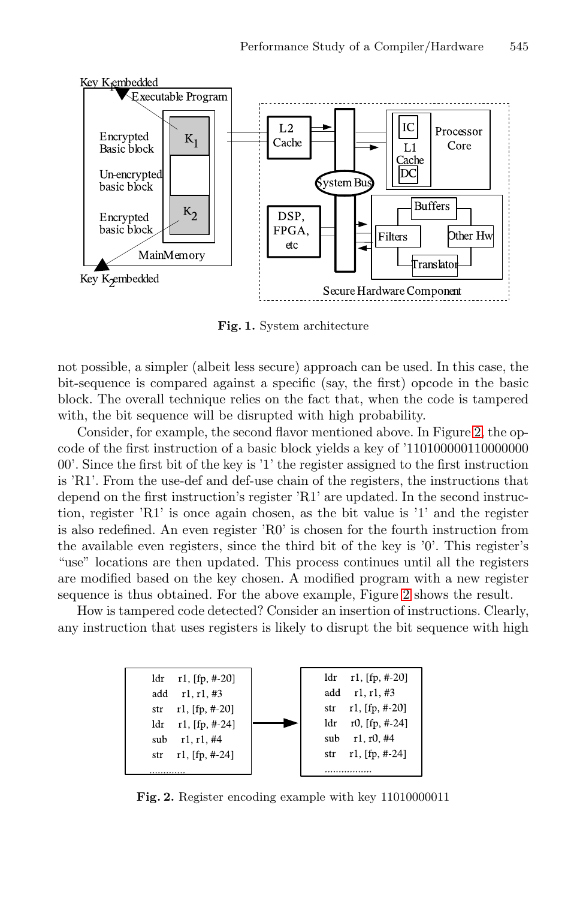**Fig. 1.** System architecture

not possible, a simpler (albeit less secure) approach can be used. In this case, the bit-sequence is compared against a specific (say, the first) opcode in the basic block. The overall technique relies on the fact that, when the code is tampered with, the bit sequence will be disrupted with high probability.

Consider, for example, the second flavor mentioned above. In Figure 2, the opcode of the first instruction of a basic block yields a key of '110100000110000000 00'. Since the first bit of the key is '1' the register assigned to the first instruction is 'R1'. From the use-def and def-use chain of the registers, the instructions that depend on the first instruction's register 'R1' are updated. In the second instruction, register 'R1' is once again chosen, as the bit value is '1' and the register is also redefined. An even register 'R0' is chosen for the fourth instruction from the available even registers, since the third bit of the key is '0'. This register's "use" locations are then updated. This process continues until all the registers are modified based on the key chosen. A modified program with a new register sequence is thus obtained. For the above example, Figure 2 shows the result.

How is tampered code detected? Consider an insertion of instructions. Clearly, any instruction that uses registers is likely to disrupt the bit sequence with high

```
ldr   r1, [fp, #-20]          ldr   r1, [fp, #-20]
add   r1, r1, #3              add   r1, r1, #3
str   r1, [fp, #-20]    -->   str   r1, [fp, #-20]
ldr   r1, [fp, #-24]          ldr   r0, [fp, #-24]
sub   r1, r1, #4              sub   r1, r0, #4
str   r1, [fp, #-24]          str   r1, [fp, #-24]
............                  .................
```

**Fig. 2.** Register encoding example with key 11010000011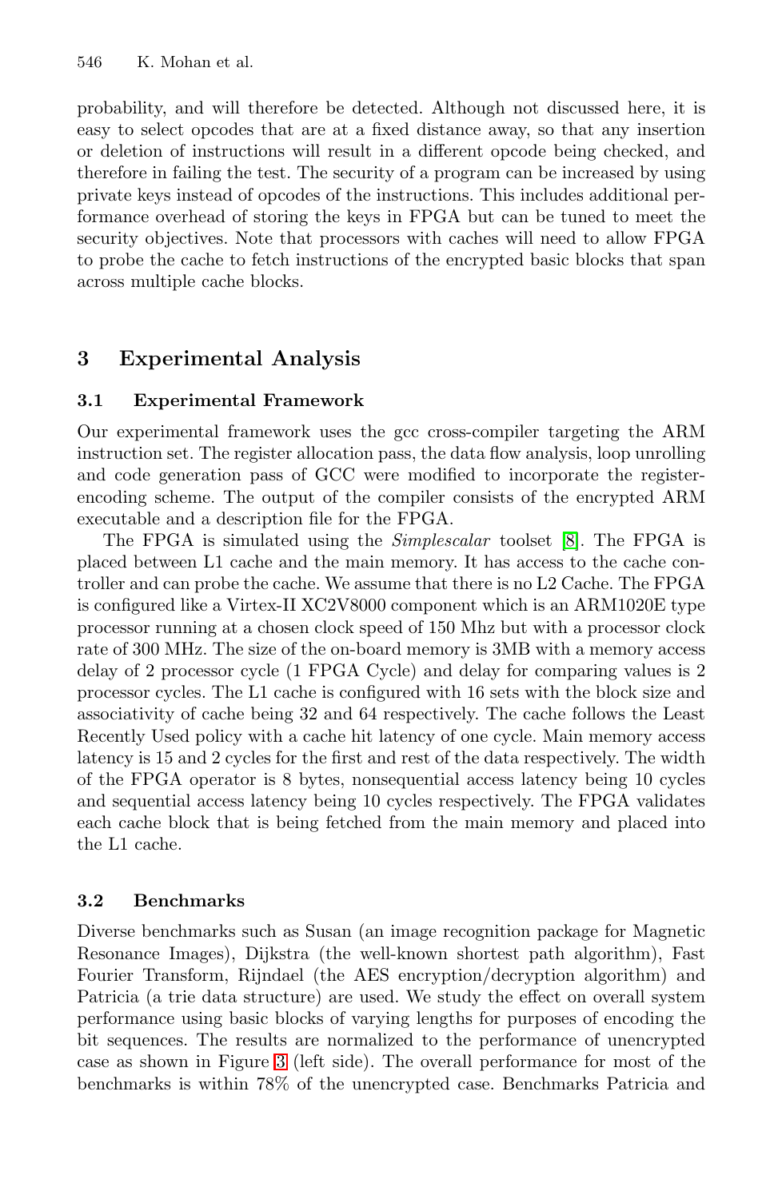probability, and will therefore be detected. Although not discussed here, it is easy to select opcodes that are at a fixed distance away, so that any insertion or deletion of instructions will result in a different opcode being checked, and therefore in failing the test. The security of a program can be increased by using private keys instead of opcodes of the instructions. This includes additional performance overhead of storing the keys in FPGA but can be tuned to meet the security objectives. Note that processors with caches will need to allow FPGA to probe the cache to fetch instructions of the encrypted basic blocks that span across multiple cache blocks.

## 3 Experimental Analysis

### 3.1 Experimental Framework

Our experimental framework uses the gcc cross-compiler targeting the ARM instruction set. The register allocation pass, the data flow analysis, loop unrolling and code generation pass of GCC were modified to incorporate the register-encoding scheme. The output of the compiler consists of the encrypted ARM executable and a description file for the FPGA.

The FPGA is simulated using the *Simplescalar* toolset [8]. The FPGA is placed between L1 cache and the main memory. It has access to the cache controller and can probe the cache. We assume that there is no L2 Cache. The FPGA is configured like a Virtex-II XC2V8000 component which is an ARM1020E type processor running at a chosen clock speed of 150 Mhz but with a processor clock rate of 300 MHz. The size of the on-board memory is 3MB with a memory access delay of 2 processor cycle (1 FPGA Cycle) and delay for comparing values is 2 processor cycles. The L1 cache is configured with 16 sets with the block size and associativity of cache being 32 and 64 respectively. The cache follows the Least Recently Used policy with a cache hit latency of one cycle. Main memory access latency is 15 and 2 cycles for the first and rest of the data respectively. The width of the FPGA operator is 8 bytes, nonsequential access latency being 10 cycles and sequential access latency being 10 cycles respectively. The FPGA validates each cache block that is being fetched from the main memory and placed into the L1 cache.

### 3.2 Benchmarks

Diverse benchmarks such as Susan (an image recognition package for Magnetic Resonance Images), Dijkstra (the well-known shortest path algorithm), Fast Fourier Transform, Rijndael (the AES encryption/decryption algorithm) and Patricia (a trie data structure) are used. We study the effect on overall system performance using basic blocks of varying lengths for purposes of encoding the bit sequences. The results are normalized to the performance of unencrypted case as shown in Figure 3 (left side). The overall performance for most of the benchmarks is within 78% of the unencrypted case. Benchmarks Patricia and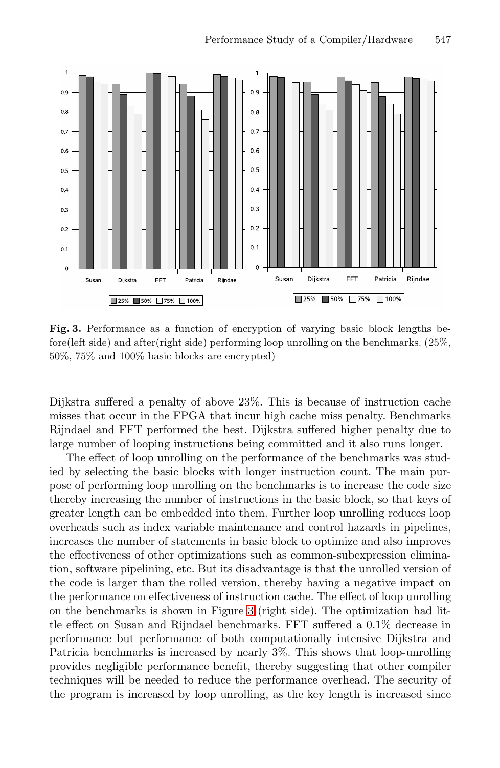**Fig. 3.** Performance as a function of encryption of varying basic block lengths before(left side) and after(right side) performing loop unrolling on the benchmarks. (25%, 50%, 75% and 100% basic blocks are encrypted)

Dijkstra suffered a penalty of above 23%. This is because of instruction cache misses that occur in the FPGA that incur high cache miss penalty. Benchmarks Rijndael and FFT performed the best. Dijkstra suffered higher penalty due to large number of looping instructions being committed and it also runs longer.

The effect of loop unrolling on the performance of the benchmarks was studied by selecting the basic blocks with longer instruction count. The main purpose of performing loop unrolling on the benchmarks is to increase the code size thereby increasing the number of instructions in the basic block, so that keys of greater length can be embedded into them. Further loop unrolling reduces loop overheads such as index variable maintenance and control hazards in pipelines, increases the number of statements in basic block to optimize and also improves the effectiveness of other optimizations such as common-subexpression elimination, software pipelining, etc. But its disadvantage is that the unrolled version of the code is larger than the rolled version, thereby having a negative impact on the performance on effectiveness of instruction cache. The effect of loop unrolling on the benchmarks is shown in Figure 3 (right side). The optimization had little effect on Susan and Rijndael benchmarks. FFT suffered a 0.1% decrease in performance but performance of both computationally intensive Dijkstra and Patricia benchmarks is increased by nearly 3%. This shows that loop-unrolling provides negligible performance benefit, thereby suggesting that other compiler techniques will be needed to reduce the performance overhead. The security of the program is increased by loop unrolling, as the key length is increased since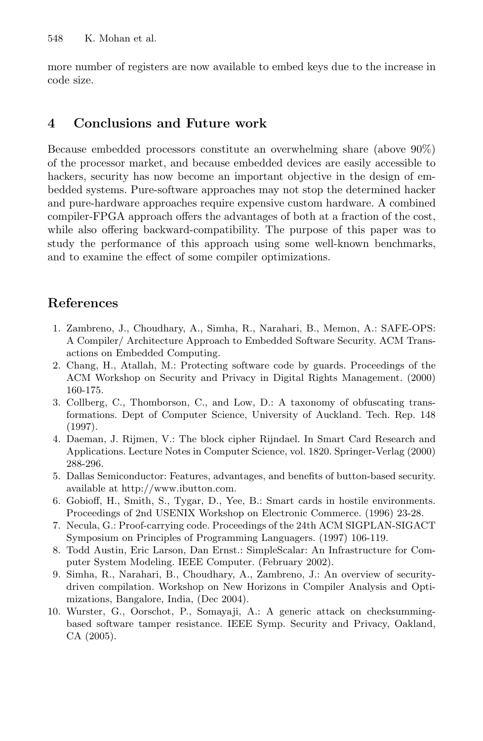more number of registers are now available to embed keys due to the increase in code size.

## 4 Conclusions and Future work

Because embedded processors constitute an overwhelming share (above 90%) of the processor market, and because embedded devices are easily accessible to hackers, security has now become an important objective in the design of embedded systems. Pure-software approaches may not stop the determined hacker and pure-hardware approaches require expensive custom hardware. A combined compiler-FPGA approach offers the advantages of both at a fraction of the cost, while also offering backward-compatibility. The purpose of this paper was to study the performance of this approach using some well-known benchmarks, and to examine the effect of some compiler optimizations.

## References

1. Zambreno, J., Choudhary, A., Simha, R., Narahari, B., Memon, A.: SAFE-OPS: A Compiler/ Architecture Approach to Embedded Software Security. ACM Transactions on Embedded Computing.
2. Chang, H., Atallah, M.: Protecting software code by guards. Proceedings of the ACM Workshop on Security and Privacy in Digital Rights Management. (2000) 160-175.
3. Collberg, C., Thomborson, C., and Low, D.: A taxonomy of obfuscating transformations. Dept of Computer Science, University of Auckland. Tech. Rep. 148 (1997).
4. Daeman, J. Rijmen, V.: The block cipher Rijndael. In Smart Card Research and Applications. Lecture Notes in Computer Science, vol. 1820. Springer-Verlag (2000) 288-296.
5. Dallas Semiconductor: Features, advantages, and benefits of button-based security. available at http://www.ibutton.com.
6. Gobioff, H., Smith, S., Tygar, D., Yee, B.: Smart cards in hostile environments. Proceedings of 2nd USENIX Workshop on Electronic Commerce. (1996) 23-28.
7. Necula, G.: Proof-carrying code. Proceedings of the 24th ACM SIGPLAN-SIGACT Symposium on Principles of Programming Languagers. (1997) 106-119.
8. Todd Austin, Eric Larson, Dan Ernst.: SimpleScalar: An Infrastructure for Computer System Modeling. IEEE Computer. (February 2002).
9. Simha, R., Narahari, B., Choudhary, A., Zambreno, J.: An overview of security-driven compilation. Workshop on New Horizons in Compiler Analysis and Optimizations, Bangalore, India, (Dec 2004).
10. Wurster, G., Oorschot, P., Somayaji, A.: A generic attack on checksumming-based software tamper resistance. IEEE Symp. Security and Privacy, Oakland, CA (2005).